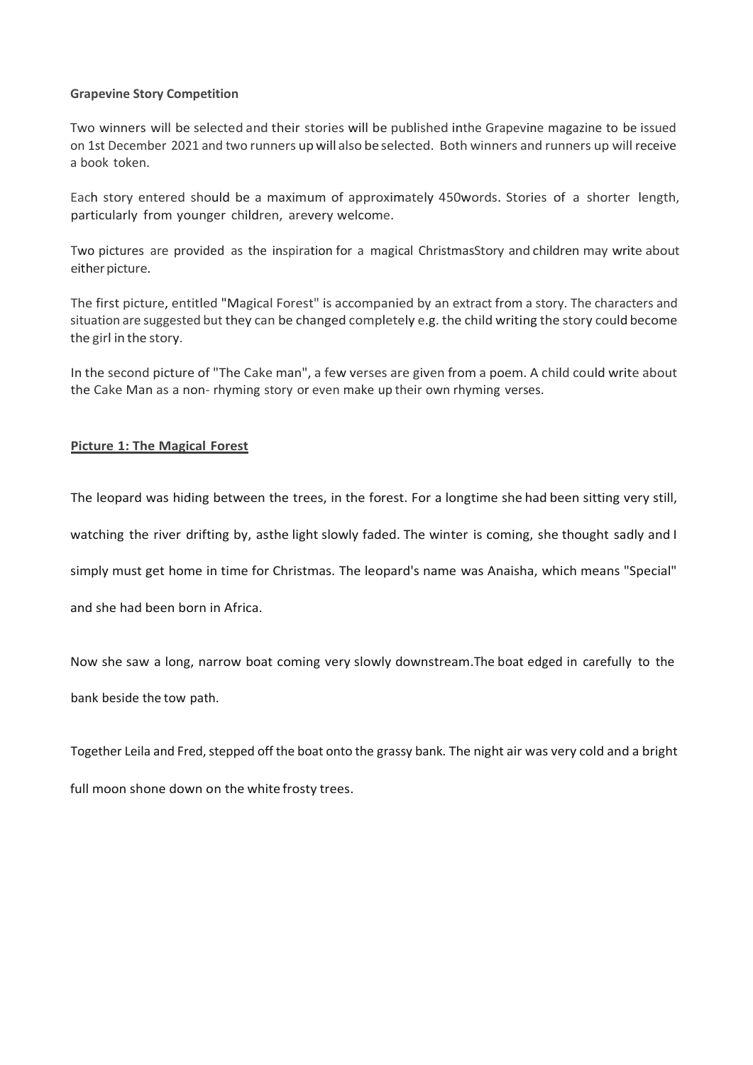**Grapevine Story Competition**

Two winners will be selected and their stories will be published inthe Grapevine magazine to be issued on 1st December 2021 and two runners up will also be selected. Both winners and runners up will receive a book token.

Each story entered should be a maximum of approximately 450words. Stories of a shorter length, particularly from younger children, arevery welcome.

Two pictures are provided as the inspiration for a magical ChristmasStory and children may write about either picture.

The first picture, entitled "Magical Forest" is accompanied by an extract from a story. The characters and situation are suggested but they can be changed completely e.g. the child writing the story could become the girl in the story.

In the second picture of "The Cake man", a few verses are given from a poem. A child could write about the Cake Man as a non- rhyming story or even make up their own rhyming verses.

**Picture 1: The Magical Forest**

The leopard was hiding between the trees, in the forest. For a longtime she had been sitting very still, watching the river drifting by, asthe light slowly faded. The winter is coming, she thought sadly and I simply must get home in time for Christmas. The leopard's name was Anaisha, which means "Special" and she had been born in Africa.

Now she saw a long, narrow boat coming very slowly downstream.The boat edged in carefully to the bank beside the tow path.

Together Leila and Fred, stepped off the boat onto the grassy bank. The night air was very cold and a bright full moon shone down on the white frosty trees.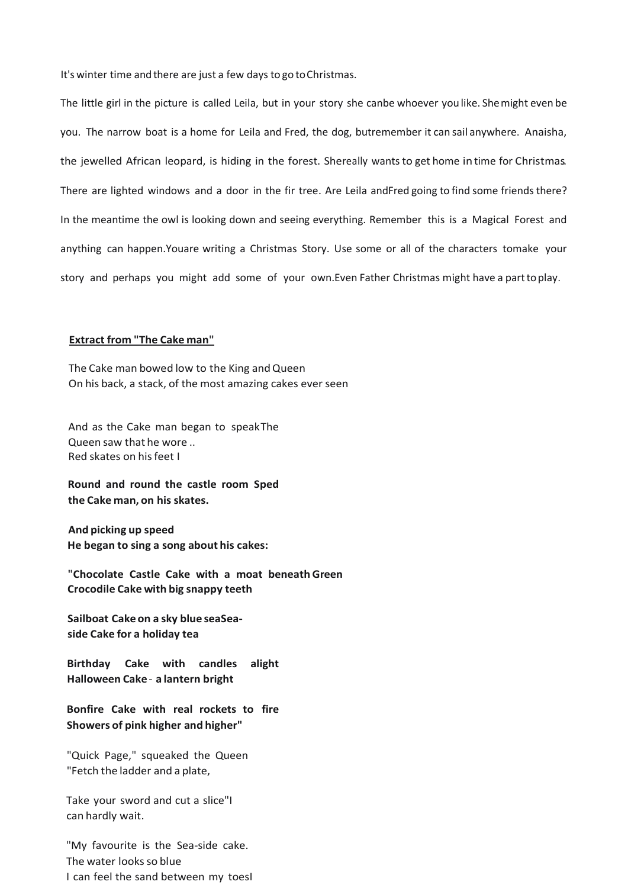It's winter time and there are just a few days to go to Christmas.

The little girl in the picture is called Leila, but in your story she canbe whoever you like. Shemight even be you. The narrow boat is a home for Leila and Fred, the dog, butremember it can sail anywhere. Anaisha, the jewelled African leopard, is hiding in the forest. Shereally wants to get home in time for Christmas. There are lighted windows and a door in the fir tree. Are Leila andFred going to find some friends there? In the meantime the owl is looking down and seeing everything. Remember this is a Magical Forest and anything can happen.Youare writing a Christmas Story. Use some or all of the characters tomake your story and perhaps you might add some of your own.Even Father Christmas might have a part to play.

**Extract from "The Cake man"**

The Cake man bowed low to the King and Queen
On his back, a stack, of the most amazing cakes ever seen

And as the Cake man began to speakThe
Queen saw that he wore ..
Red skates on his feet I

**Round and round the castle room Sped
the Cake man, on his skates.**

**And picking up speed
He began to sing a song about his cakes:**

**"Chocolate Castle Cake with a moat beneath Green
Crocodile Cake with big snappy teeth**

**Sailboat Cake on a sky blue seaSea-
side Cake for a holiday tea**

**Birthday Cake with candles alight
Halloween Cake - a lantern bright**

**Bonfire Cake with real rockets to fire
Showers of pink higher and higher"**

"Quick Page," squeaked the Queen
"Fetch the ladder and a plate,

Take your sword and cut a slice"I
can hardly wait.

"My favourite is the Sea-side cake.
The water looks so blue
I can feel the sand between my toesI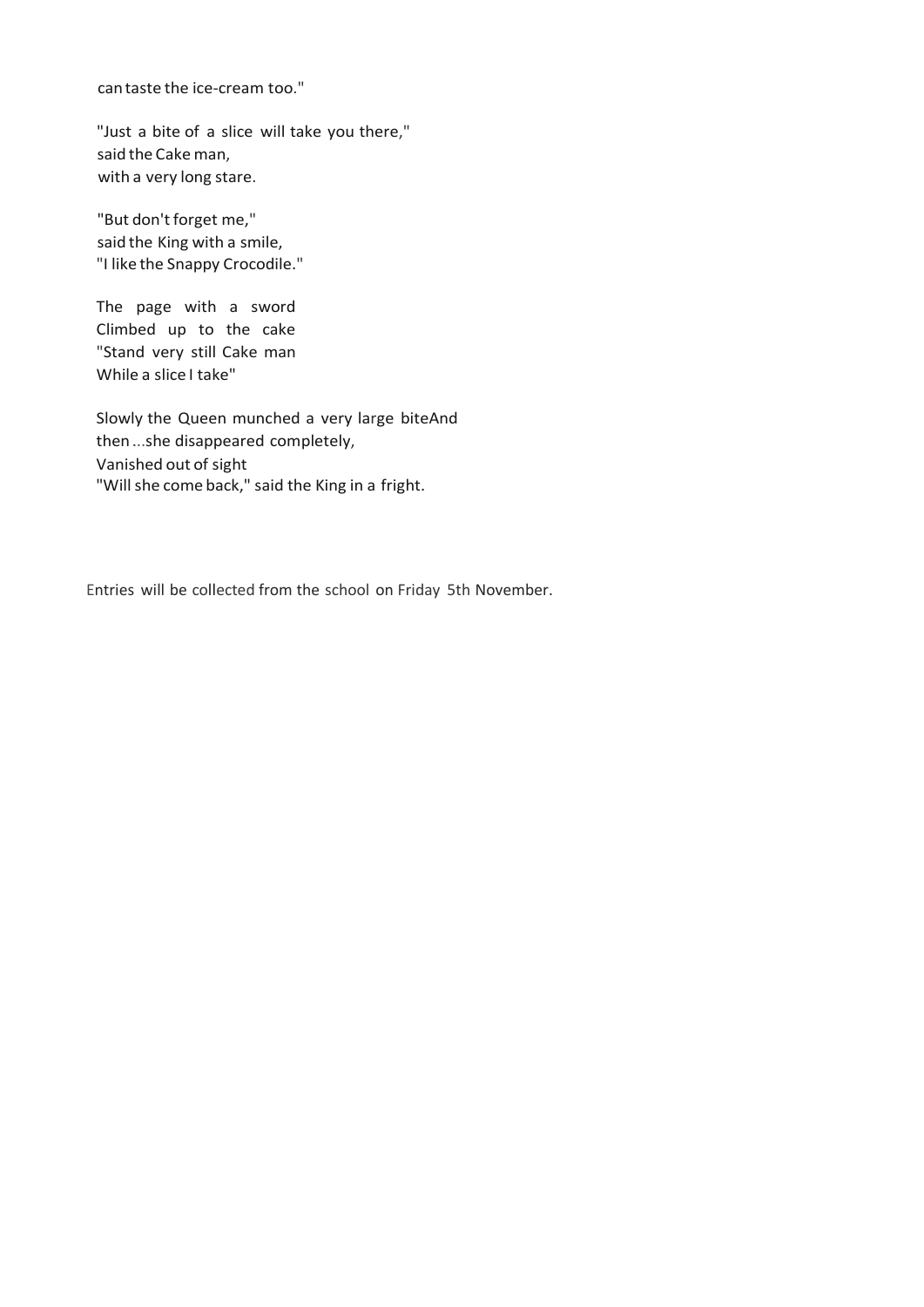can taste the ice-cream too."

"Just a bite of a slice will take you there,"  
said the Cake man,  
with a very long stare.

"But don't forget me,"  
said the King with a smile,  
"I like the Snappy Crocodile."

The page with a sword  
Climbed up to the cake  
"Stand very still Cake man  
While a slice I take"

Slowly the Queen munched a very large biteAnd  
then ...she disappeared completely,  
Vanished out of sight  
"Will she come back," said the King in a fright.

Entries will be collected from the school on Friday 5th November.